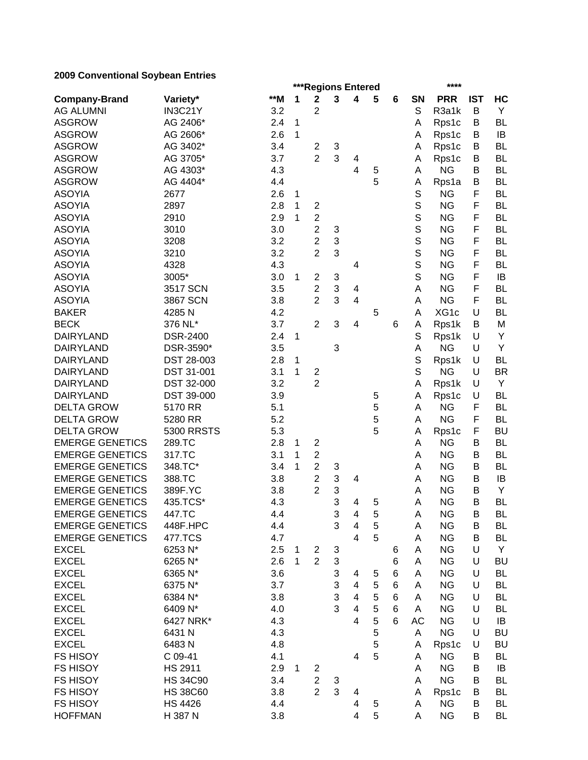**2009 Conventional Soybean Entries**

| | | | ***Regions Entered | | | | | | | **** | | |
|---|---|---|---|---|---|---|---|---|---|---|---|---|
| **Company-Brand** | **Variety*** | ****M** | **1** | **2** | **3** | **4** | **5** | **6** | **SN** | **PRR** | **IST** | **HC** |
| AG ALUMNI | IN3C21Y | 3.2 | | 2 | | | | | S | R3a1k | B | Y |
| ASGROW | AG 2406* | 2.4 | 1 | | | | | | A | Rps1c | B | BL |
| ASGROW | AG 2606* | 2.6 | 1 | | | | | | A | Rps1c | B | IB |
| ASGROW | AG 3402* | 3.4 | | 2 | 3 | | | | A | Rps1c | B | BL |
| ASGROW | AG 3705* | 3.7 | | 2 | 3 | 4 | | | A | Rps1c | B | BL |
| ASGROW | AG 4303* | 4.3 | | | | 4 | 5 | | A | NG | B | BL |
| ASGROW | AG 4404* | 4.4 | | | | | 5 | | A | Rps1a | B | BL |
| ASOYIA | 2677 | 2.6 | 1 | | | | | | S | NG | F | BL |
| ASOYIA | 2897 | 2.8 | 1 | 2 | | | | | S | NG | F | BL |
| ASOYIA | 2910 | 2.9 | 1 | 2 | | | | | S | NG | F | BL |
| ASOYIA | 3010 | 3.0 | | 2 | 3 | | | | S | NG | F | BL |
| ASOYIA | 3208 | 3.2 | | 2 | 3 | | | | S | NG | F | BL |
| ASOYIA | 3210 | 3.2 | | 2 | 3 | | | | S | NG | F | BL |
| ASOYIA | 4328 | 4.3 | | | | 4 | | | S | NG | F | BL |
| ASOYIA | 3005* | 3.0 | 1 | 2 | 3 | | | | S | NG | F | IB |
| ASOYIA | 3517 SCN | 3.5 | | 2 | 3 | 4 | | | A | NG | F | BL |
| ASOYIA | 3867 SCN | 3.8 | | 2 | 3 | 4 | | | A | NG | F | BL |
| BAKER | 4285 N | 4.2 | | | | | 5 | | A | XG1c | U | BL |
| BECK | 376 NL* | 3.7 | | 2 | 3 | 4 | | 6 | A | Rps1k | B | M |
| DAIRYLAND | DSR-2400 | 2.4 | 1 | | | | | | S | Rps1k | U | Y |
| DAIRYLAND | DSR-3590* | 3.5 | | | 3 | | | | A | NG | U | Y |
| DAIRYLAND | DST 28-003 | 2.8 | 1 | | | | | | S | Rps1k | U | BL |
| DAIRYLAND | DST 31-001 | 3.1 | 1 | 2 | | | | | S | NG | U | BR |
| DAIRYLAND | DST 32-000 | 3.2 | | 2 | | | | | A | Rps1k | U | Y |
| DAIRYLAND | DST 39-000 | 3.9 | | | | | 5 | | A | Rps1c | U | BL |
| DELTA GROW | 5170 RR | 5.1 | | | | | 5 | | A | NG | F | BL |
| DELTA GROW | 5280 RR | 5.2 | | | | | 5 | | A | NG | F | BL |
| DELTA GROW | 5300 RRSTS | 5.3 | | | | | 5 | | A | Rps1c | F | BU |
| EMERGE GENETICS | 289.TC | 2.8 | 1 | 2 | | | | | A | NG | B | BL |
| EMERGE GENETICS | 317.TC | 3.1 | 1 | 2 | | | | | A | NG | B | BL |
| EMERGE GENETICS | 348.TC* | 3.4 | 1 | 2 | 3 | | | | A | NG | B | BL |
| EMERGE GENETICS | 388.TC | 3.8 | | 2 | 3 | 4 | | | A | NG | B | IB |
| EMERGE GENETICS | 389F.YC | 3.8 | | 2 | 3 | | | | A | NG | B | Y |
| EMERGE GENETICS | 435.TCS* | 4.3 | | | 3 | 4 | 5 | | A | NG | B | BL |
| EMERGE GENETICS | 447.TC | 4.4 | | | 3 | 4 | 5 | | A | NG | B | BL |
| EMERGE GENETICS | 448F.HPC | 4.4 | | | 3 | 4 | 5 | | A | NG | B | BL |
| EMERGE GENETICS | 477.TCS | 4.7 | | | | 4 | 5 | | A | NG | B | BL |
| EXCEL | 6253 N* | 2.5 | 1 | 2 | 3 | | | 6 | A | NG | U | Y |
| EXCEL | 6265 N* | 2.6 | 1 | 2 | 3 | | | 6 | A | NG | U | BU |
| EXCEL | 6365 N* | 3.6 | | | 3 | 4 | 5 | 6 | A | NG | U | BL |
| EXCEL | 6375 N* | 3.7 | | | 3 | 4 | 5 | 6 | A | NG | U | BL |
| EXCEL | 6384 N* | 3.8 | | | 3 | 4 | 5 | 6 | A | NG | U | BL |
| EXCEL | 6409 N* | 4.0 | | | 3 | 4 | 5 | 6 | A | NG | U | BL |
| EXCEL | 6427 NRK* | 4.3 | | | | 4 | 5 | 6 | AC | NG | U | IB |
| EXCEL | 6431 N | 4.3 | | | | | 5 | | A | NG | U | BU |
| EXCEL | 6483 N | 4.8 | | | | | 5 | | A | Rps1c | U | BU |
| FS HISOY | C 09-41 | 4.1 | | | | 4 | 5 | | A | NG | B | BL |
| FS HISOY | HS 2911 | 2.9 | 1 | 2 | | | | | A | NG | B | IB |
| FS HISOY | HS 34C90 | 3.4 | | 2 | 3 | | | | A | NG | B | BL |
| FS HISOY | HS 38C60 | 3.8 | | 2 | 3 | 4 | | | A | Rps1c | B | BL |
| FS HISOY | HS 4426 | 4.4 | | | | 4 | 5 | | A | NG | B | BL |
| HOFFMAN | H 387 N | 3.8 | | | | 4 | 5 | | A | NG | B | BL |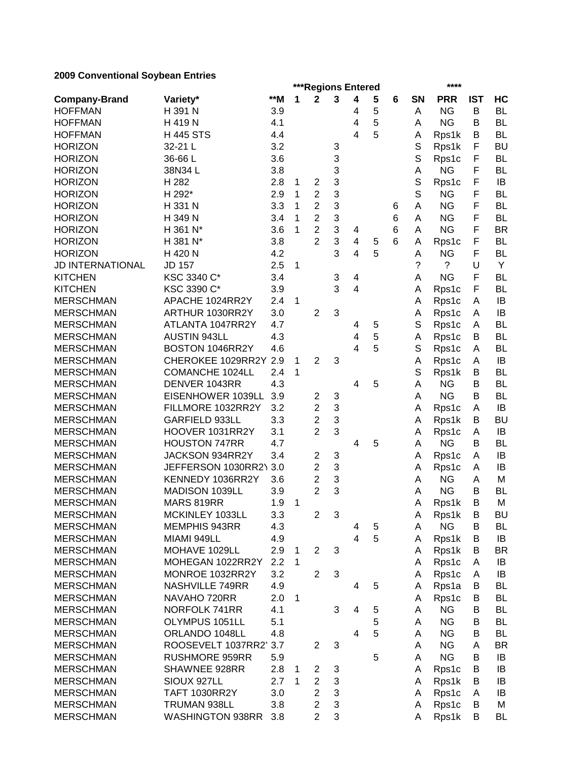**2009 Conventional Soybean Entries**

| Company-Brand | Variety* | **M | ***Regions Entered 1 | 2 | 3 | 4 | 5 | 6 | SN | **** PRR | IST | HC |
|---|---|---|---|---|---|---|---|---|---|---|---|---|
| HOFFMAN | H 391 N | 3.9 | | | | 4 | 5 | | A | NG | B | BL |
| HOFFMAN | H 419 N | 4.1 | | | | 4 | 5 | | A | NG | B | BL |
| HOFFMAN | H 445 STS | 4.4 | | | | 4 | 5 | | A | Rps1k | B | BL |
| HORIZON | 32-21 L | 3.2 | | | 3 | | | | S | Rps1k | F | BU |
| HORIZON | 36-66 L | 3.6 | | | 3 | | | | S | Rps1c | F | BL |
| HORIZON | 38N34 L | 3.8 | | | 3 | | | | A | NG | F | BL |
| HORIZON | H 282 | 2.8 | 1 | 2 | 3 | | | | S | Rps1c | F | IB |
| HORIZON | H 292* | 2.9 | 1 | 2 | 3 | | | | S | NG | F | BL |
| HORIZON | H 331 N | 3.3 | 1 | 2 | 3 | | | 6 | A | NG | F | BL |
| HORIZON | H 349 N | 3.4 | 1 | 2 | 3 | | | 6 | A | NG | F | BL |
| HORIZON | H 361 N* | 3.6 | 1 | 2 | 3 | 4 | | 6 | A | NG | F | BR |
| HORIZON | H 381 N* | 3.8 | | 2 | 3 | 4 | 5 | 6 | A | Rps1c | F | BL |
| HORIZON | H 420 N | 4.2 | | | 3 | 4 | 5 | | A | NG | F | BL |
| JD INTERNATIONAL | JD 157 | 2.5 | 1 | | | | | | ? | ? | U | Y |
| KITCHEN | KSC 3340 C* | 3.4 | | | 3 | 4 | | | A | NG | F | BL |
| KITCHEN | KSC 3390 C* | 3.9 | | | 3 | 4 | | | A | Rps1c | F | BL |
| MERSCHMAN | APACHE 1024RR2Y | 2.4 | 1 | | | | | | A | Rps1c | A | IB |
| MERSCHMAN | ARTHUR 1030RR2Y | 3.0 | | 2 | 3 | | | | A | Rps1c | A | IB |
| MERSCHMAN | ATLANTA 1047RR2Y | 4.7 | | | | 4 | 5 | | S | Rps1c | A | BL |
| MERSCHMAN | AUSTIN 943LL | 4.3 | | | | 4 | 5 | | A | Rps1c | B | BL |
| MERSCHMAN | BOSTON 1046RR2Y | 4.6 | | | | 4 | 5 | | S | Rps1c | A | BL |
| MERSCHMAN | CHEROKEE 1029RR2Y | 2.9 | 1 | 2 | 3 | | | | A | Rps1c | A | IB |
| MERSCHMAN | COMANCHE 1024LL | 2.4 | 1 | | | | | | S | Rps1k | B | BL |
| MERSCHMAN | DENVER 1043RR | 4.3 | | | | 4 | 5 | | A | NG | B | BL |
| MERSCHMAN | EISENHOWER 1039LL | 3.9 | | 2 | 3 | | | | A | NG | B | BL |
| MERSCHMAN | FILLMORE 1032RR2Y | 3.2 | | 2 | 3 | | | | A | Rps1c | A | IB |
| MERSCHMAN | GARFIELD 933LL | 3.3 | | 2 | 3 | | | | A | Rps1k | B | BU |
| MERSCHMAN | HOOVER 1031RR2Y | 3.1 | | 2 | 3 | | | | A | Rps1c | A | IB |
| MERSCHMAN | HOUSTON 747RR | 4.7 | | | | 4 | 5 | | A | NG | B | BL |
| MERSCHMAN | JACKSON 934RR2Y | 3.4 | | 2 | 3 | | | | A | Rps1c | A | IB |
| MERSCHMAN | JEFFERSON 1030RR2Y | 3.0 | | 2 | 3 | | | | A | Rps1c | A | IB |
| MERSCHMAN | KENNEDY 1036RR2Y | 3.6 | | 2 | 3 | | | | A | NG | A | M |
| MERSCHMAN | MADISON 1039LL | 3.9 | | 2 | 3 | | | | A | NG | B | BL |
| MERSCHMAN | MARS 819RR | 1.9 | 1 | | | | | | A | Rps1k | B | M |
| MERSCHMAN | MCKINLEY 1033LL | 3.3 | | 2 | 3 | | | | A | Rps1k | B | BU |
| MERSCHMAN | MEMPHIS 943RR | 4.3 | | | | 4 | 5 | | A | NG | B | BL |
| MERSCHMAN | MIAMI 949LL | 4.9 | | | | 4 | 5 | | A | Rps1k | B | IB |
| MERSCHMAN | MOHAVE 1029LL | 2.9 | 1 | 2 | 3 | | | | A | Rps1k | B | BR |
| MERSCHMAN | MOHEGAN 1022RR2Y | 2.2 | 1 | | | | | | A | Rps1c | A | IB |
| MERSCHMAN | MONROE 1032RR2Y | 3.2 | | 2 | 3 | | | | A | Rps1c | A | IB |
| MERSCHMAN | NASHVILLE 749RR | 4.9 | | | | 4 | 5 | | A | Rps1a | B | BL |
| MERSCHMAN | NAVAHO 720RR | 2.0 | 1 | | | | | | A | Rps1c | B | BL |
| MERSCHMAN | NORFOLK 741RR | 4.1 | | | 3 | 4 | 5 | | A | NG | B | BL |
| MERSCHMAN | OLYMPUS 1051LL | 5.1 | | | | | 5 | | A | NG | B | BL |
| MERSCHMAN | ORLANDO 1048LL | 4.8 | | | | 4 | 5 | | A | NG | B | BL |
| MERSCHMAN | ROOSEVELT 1037RR2Y | 3.7 | | 2 | 3 | | | | A | NG | A | BR |
| MERSCHMAN | RUSHMORE 959RR | 5.9 | | | | | 5 | | A | NG | B | IB |
| MERSCHMAN | SHAWNEE 928RR | 2.8 | 1 | 2 | 3 | | | | A | Rps1c | B | IB |
| MERSCHMAN | SIOUX 927LL | 2.7 | 1 | 2 | 3 | | | | A | Rps1k | B | IB |
| MERSCHMAN | TAFT 1030RR2Y | 3.0 | | 2 | 3 | | | | A | Rps1c | A | IB |
| MERSCHMAN | TRUMAN 938LL | 3.8 | | 2 | 3 | | | | A | Rps1c | B | M |
| MERSCHMAN | WASHINGTON 938RR | 3.8 | | 2 | 3 | | | | A | Rps1k | B | BL |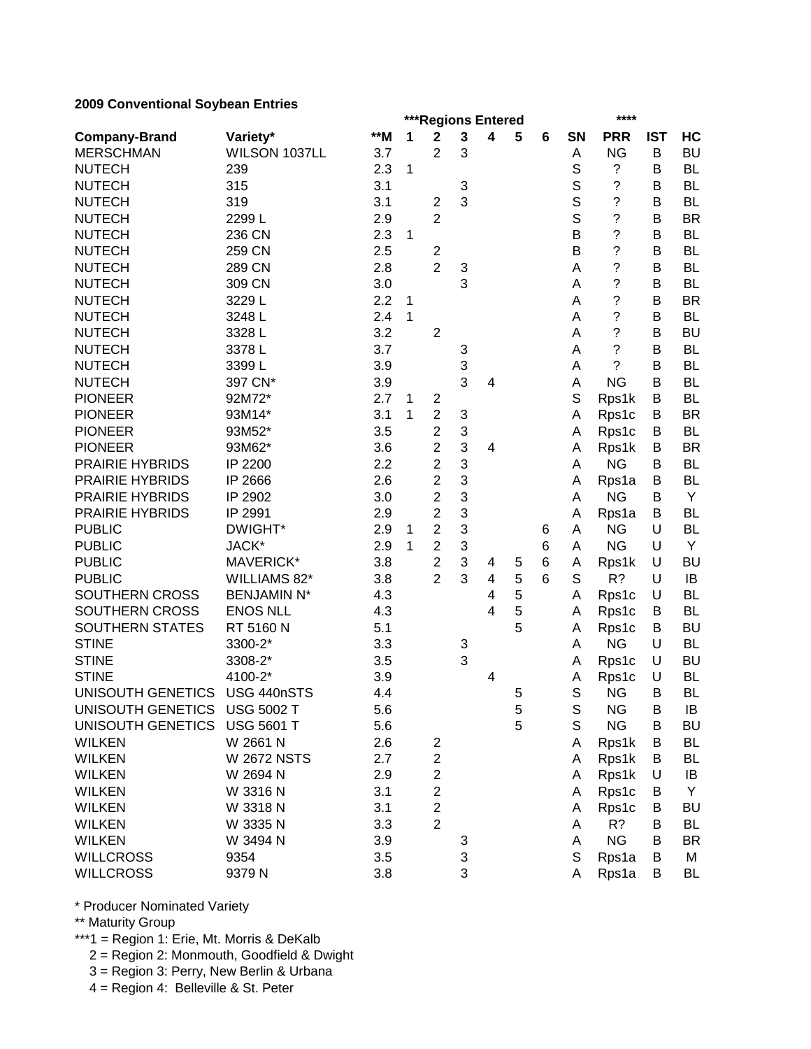**2009 Conventional Soybean Entries**

| Company-Brand | Variety* | **M | ***Regions Entered 1 | 2 | 3 | 4 | 5 | 6 | SN | **** PRR | IST | HC |
|---|---|---|---|---|---|---|---|---|---|---|---|---|
| MERSCHMAN | WILSON 1037LL | 3.7 | | 2 | 3 | | | | A | NG | B | BU |
| NUTECH | 239 | 2.3 | 1 | | | | | | S | ? | B | BL |
| NUTECH | 315 | 3.1 | | | 3 | | | | S | ? | B | BL |
| NUTECH | 319 | 3.1 | | 2 | 3 | | | | S | ? | B | BL |
| NUTECH | 2299 L | 2.9 | | 2 | | | | | S | ? | B | BR |
| NUTECH | 236 CN | 2.3 | 1 | | | | | | B | ? | B | BL |
| NUTECH | 259 CN | 2.5 | | 2 | | | | | B | ? | B | BL |
| NUTECH | 289 CN | 2.8 | | 2 | 3 | | | | A | ? | B | BL |
| NUTECH | 309 CN | 3.0 | | | 3 | | | | A | ? | B | BL |
| NUTECH | 3229 L | 2.2 | 1 | | | | | | A | ? | B | BR |
| NUTECH | 3248 L | 2.4 | 1 | | | | | | A | ? | B | BL |
| NUTECH | 3328 L | 3.2 | | 2 | | | | | A | ? | B | BU |
| NUTECH | 3378 L | 3.7 | | | 3 | | | | A | ? | B | BL |
| NUTECH | 3399 L | 3.9 | | | 3 | | | | A | ? | B | BL |
| NUTECH | 397 CN* | 3.9 | | | 3 | 4 | | | A | NG | B | BL |
| PIONEER | 92M72* | 2.7 | 1 | 2 | | | | | S | Rps1k | B | BL |
| PIONEER | 93M14* | 3.1 | 1 | 2 | 3 | | | | A | Rps1c | B | BR |
| PIONEER | 93M52* | 3.5 | | 2 | 3 | | | | A | Rps1c | B | BL |
| PIONEER | 93M62* | 3.6 | | 2 | 3 | 4 | | | A | Rps1k | B | BR |
| PRAIRIE HYBRIDS | IP 2200 | 2.2 | | 2 | 3 | | | | A | NG | B | BL |
| PRAIRIE HYBRIDS | IP 2666 | 2.6 | | 2 | 3 | | | | A | Rps1a | B | BL |
| PRAIRIE HYBRIDS | IP 2902 | 3.0 | | 2 | 3 | | | | A | NG | B | Y |
| PRAIRIE HYBRIDS | IP 2991 | 2.9 | | 2 | 3 | | | | A | Rps1a | B | BL |
| PUBLIC | DWIGHT* | 2.9 | 1 | 2 | 3 | | | 6 | A | NG | U | BL |
| PUBLIC | JACK* | 2.9 | 1 | 2 | 3 | | | 6 | A | NG | U | Y |
| PUBLIC | MAVERICK* | 3.8 | | 2 | 3 | 4 | 5 | 6 | A | Rps1k | U | BU |
| PUBLIC | WILLIAMS 82* | 3.8 | | 2 | 3 | 4 | 5 | 6 | S | R? | U | IB |
| SOUTHERN CROSS | BENJAMIN N* | 4.3 | | | | 4 | 5 | | A | Rps1c | U | BL |
| SOUTHERN CROSS | ENOS NLL | 4.3 | | | | 4 | 5 | | A | Rps1c | B | BL |
| SOUTHERN STATES | RT 5160 N | 5.1 | | | | | 5 | | A | Rps1c | B | BU |
| STINE | 3300-2* | 3.3 | | | 3 | | | | A | NG | U | BL |
| STINE | 3308-2* | 3.5 | | | 3 | | | | A | Rps1c | U | BU |
| STINE | 4100-2* | 3.9 | | | | 4 | | | A | Rps1c | U | BL |
| UNISOUTH GENETICS | USG 440nSTS | 4.4 | | | | | 5 | | S | NG | B | BL |
| UNISOUTH GENETICS | USG 5002 T | 5.6 | | | | | 5 | | S | NG | B | IB |
| UNISOUTH GENETICS | USG 5601 T | 5.6 | | | | | 5 | | S | NG | B | BU |
| WILKEN | W 2661 N | 2.6 | | 2 | | | | | A | Rps1k | B | BL |
| WILKEN | W 2672 NSTS | 2.7 | | 2 | | | | | A | Rps1k | B | BL |
| WILKEN | W 2694 N | 2.9 | | 2 | | | | | A | Rps1k | U | IB |
| WILKEN | W 3316 N | 3.1 | | 2 | | | | | A | Rps1c | B | Y |
| WILKEN | W 3318 N | 3.1 | | 2 | | | | | A | Rps1c | B | BU |
| WILKEN | W 3335 N | 3.3 | | 2 | | | | | A | R? | B | BL |
| WILKEN | W 3494 N | 3.9 | | | 3 | | | | A | NG | B | BR |
| WILLCROSS | 9354 | 3.5 | | | 3 | | | | S | Rps1a | B | M |
| WILLCROSS | 9379 N | 3.8 | | | 3 | | | | A | Rps1a | B | BL |

\* Producer Nominated Variety

** Maturity Group

***1 = Region 1: Erie, Mt. Morris & DeKalb
   2 = Region 2: Monmouth, Goodfield & Dwight
   3 = Region 3: Perry, New Berlin & Urbana
   4 = Region 4: Belleville & St. Peter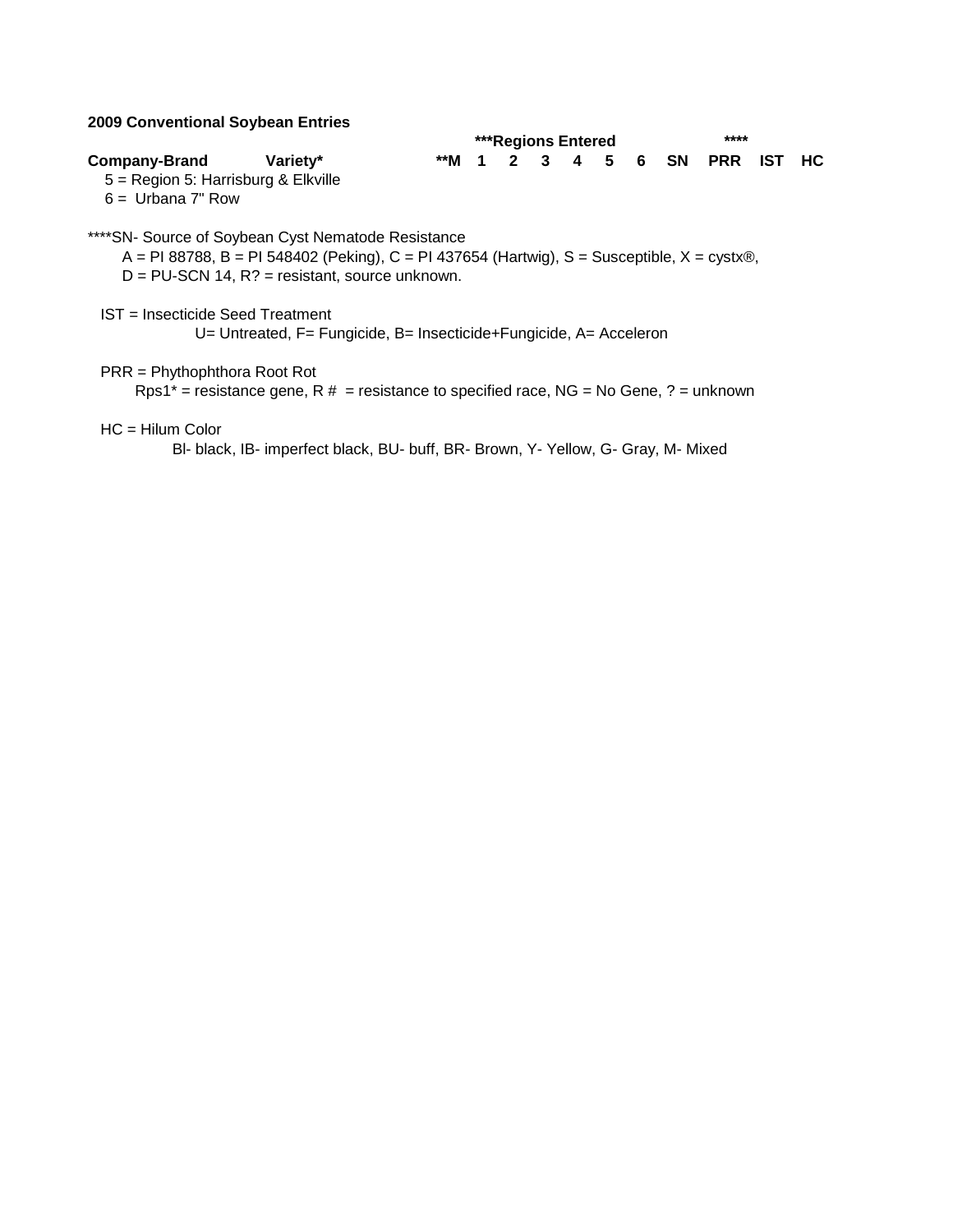**2009 Conventional Soybean Entries**

| | | | ***Regions Entered | | | | | | | **** | | |
|---|---|---|---|---|---|---|---|---|---|---|---|---|
| **Company-Brand** | **Variety*** | ****M** | **1** | **2** | **3** | **4** | **5** | **6** | **SN** | **PRR** | **IST** | **HC** |

5 = Region 5: Harrisburg & Elkville
6 = Urbana 7" Row

****SN- Source of Soybean Cyst Nematode Resistance
A = PI 88788, B = PI 548402 (Peking), C = PI 437654 (Hartwig), S = Susceptible, X = cystx®,
D = PU-SCN 14, R? = resistant, source unknown.

IST = Insecticide Seed Treatment
U= Untreated, F= Fungicide, B= Insecticide+Fungicide, A= Acceleron

PRR = Phythophthora Root Rot
Rps1* = resistance gene, R # = resistance to specified race, NG = No Gene, ? = unknown

HC = Hilum Color
Bl- black, IB- imperfect black, BU- buff, BR- Brown, Y- Yellow, G- Gray, M- Mixed